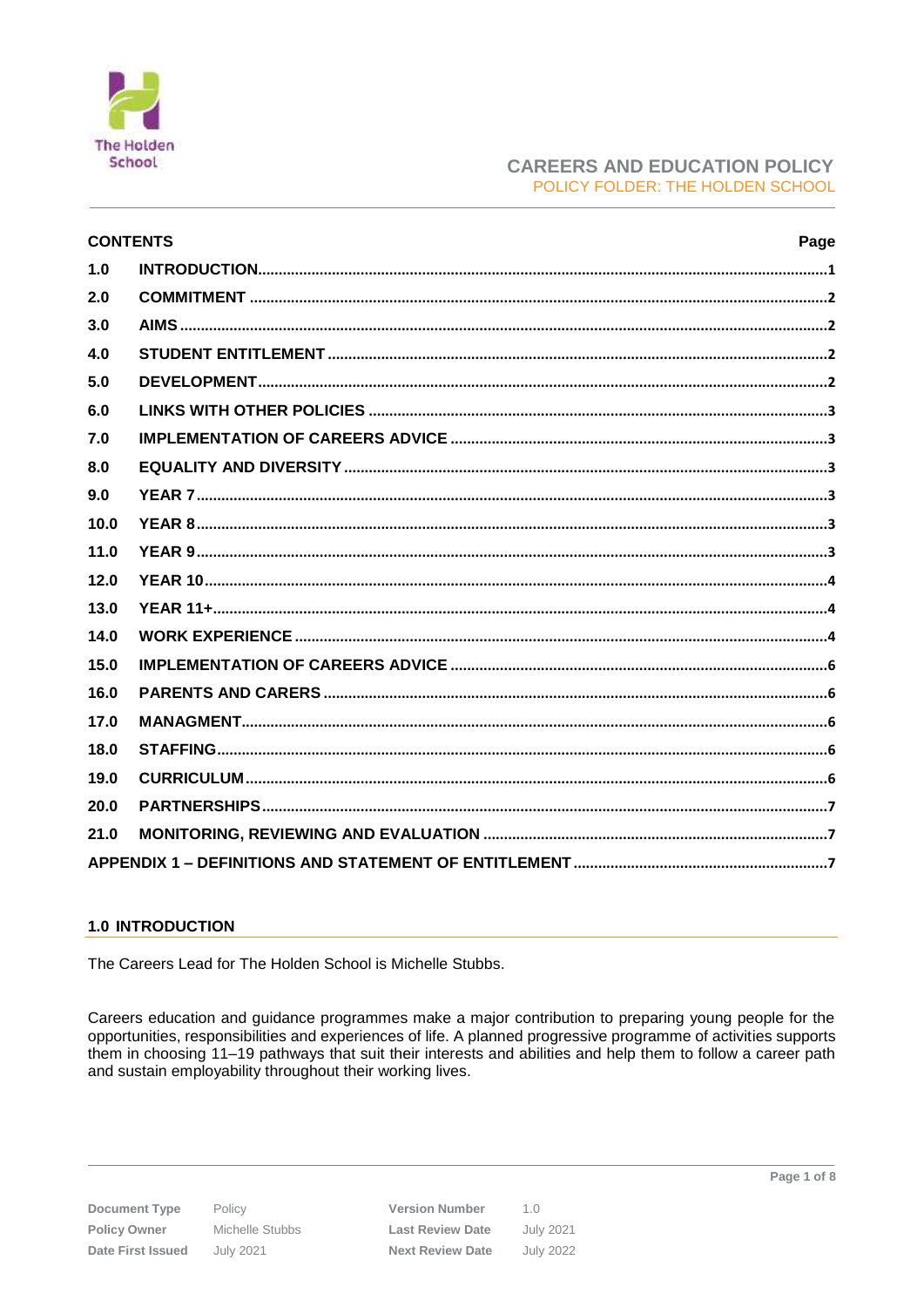The Holden School

# CAREERS AND EDUCATION POLICY

POLICY FOLDER: THE HOLDEN SCHOOL

| CONTENTS | | Page |
|---|---|---|
| 1.0 | INTRODUCTION | 1 |
| 2.0 | COMMITMENT | 2 |
| 3.0 | AIMS | 2 |
| 4.0 | STUDENT ENTITLEMENT | 2 |
| 5.0 | DEVELOPMENT | 2 |
| 6.0 | LINKS WITH OTHER POLICIES | 3 |
| 7.0 | IMPLEMENTATION OF CAREERS ADVICE | 3 |
| 8.0 | EQUALITY AND DIVERSITY | 3 |
| 9.0 | YEAR 7 | 3 |
| 10.0 | YEAR 8 | 3 |
| 11.0 | YEAR 9 | 3 |
| 12.0 | YEAR 10 | 4 |
| 13.0 | YEAR 11+ | 4 |
| 14.0 | WORK EXPERIENCE | 4 |
| 15.0 | IMPLEMENTATION OF CAREERS ADVICE | 6 |
| 16.0 | PARENTS AND CARERS | 6 |
| 17.0 | MANAGMENT | 6 |
| 18.0 | STAFFING | 6 |
| 19.0 | CURRICULUM | 6 |
| 20.0 | PARTNERSHIPS | 7 |
| 21.0 | MONITORING, REVIEWING AND EVALUATION | 7 |
| APPENDIX 1 – DEFINITIONS AND STATEMENT OF ENTITLEMENT | | 7 |

## 1.0 INTRODUCTION

The Careers Lead for The Holden School is Michelle Stubbs.

Careers education and guidance programmes make a major contribution to preparing young people for the opportunities, responsibilities and experiences of life. A planned progressive programme of activities supports them in choosing 11–19 pathways that suit their interests and abilities and help them to follow a career path and sustain employability throughout their working lives.

| Document Type | Policy | Version Number | 1.0 |
|---|---|---|---|
| Policy Owner | Michelle Stubbs | Last Review Date | July 2021 |
| Date First Issued | July 2021 | Next Review Date | July 2022 |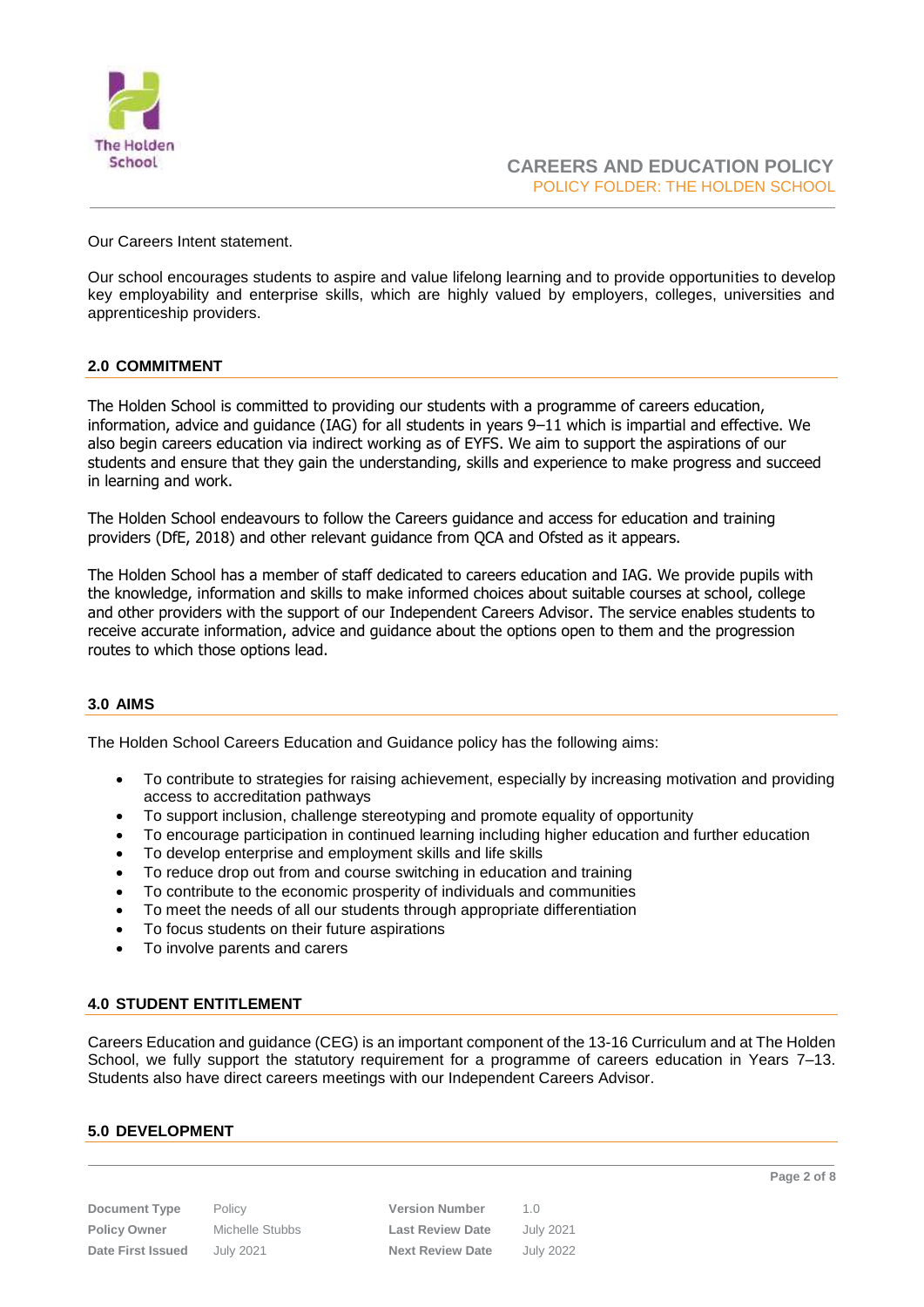Our Careers Intent statement.

Our school encourages students to aspire and value lifelong learning and to provide opportunities to develop key employability and enterprise skills, which are highly valued by employers, colleges, universities and apprenticeship providers.

## 2.0 COMMITMENT

The Holden School is committed to providing our students with a programme of careers education, information, advice and guidance (IAG) for all students in years 9–11 which is impartial and effective. We also begin careers education via indirect working as of EYFS. We aim to support the aspirations of our students and ensure that they gain the understanding, skills and experience to make progress and succeed in learning and work.

The Holden School endeavours to follow the Careers guidance and access for education and training providers (DfE, 2018) and other relevant guidance from QCA and Ofsted as it appears.

The Holden School has a member of staff dedicated to careers education and IAG. We provide pupils with the knowledge, information and skills to make informed choices about suitable courses at school, college and other providers with the support of our Independent Careers Advisor. The service enables students to receive accurate information, advice and guidance about the options open to them and the progression routes to which those options lead.

## 3.0 AIMS

The Holden School Careers Education and Guidance policy has the following aims:

- To contribute to strategies for raising achievement, especially by increasing motivation and providing access to accreditation pathways
- To support inclusion, challenge stereotyping and promote equality of opportunity
- To encourage participation in continued learning including higher education and further education
- To develop enterprise and employment skills and life skills
- To reduce drop out from and course switching in education and training
- To contribute to the economic prosperity of individuals and communities
- To meet the needs of all our students through appropriate differentiation
- To focus students on their future aspirations
- To involve parents and carers

## 4.0 STUDENT ENTITLEMENT

Careers Education and guidance (CEG) is an important component of the 13-16 Curriculum and at The Holden School, we fully support the statutory requirement for a programme of careers education in Years 7–13. Students also have direct careers meetings with our Independent Careers Advisor.

## 5.0 DEVELOPMENT

| Document Type | Policy | Version Number | 1.0 |
|---|---|---|---|
| Policy Owner | Michelle Stubbs | Last Review Date | July 2021 |
| Date First Issued | July 2021 | Next Review Date | July 2022 |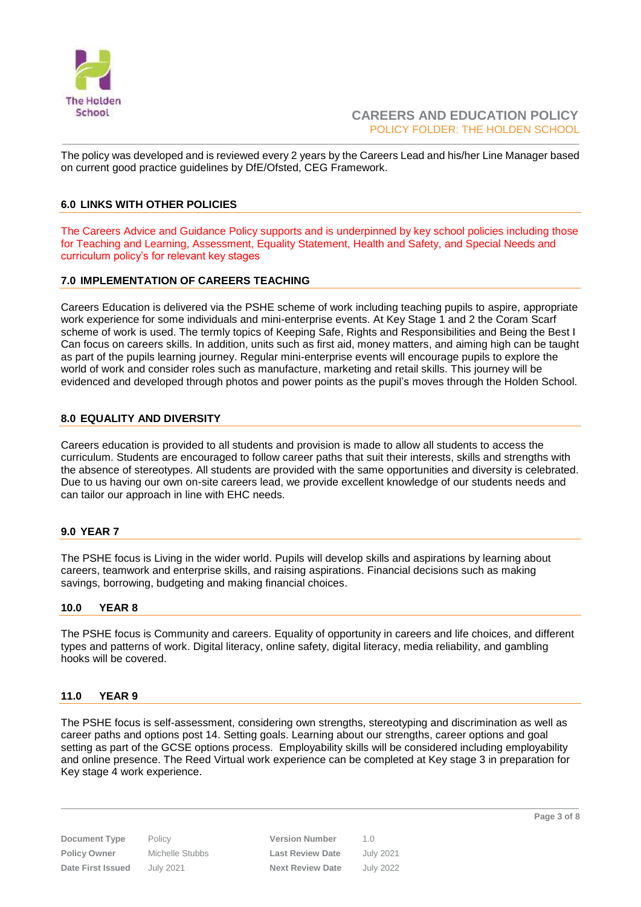The policy was developed and is reviewed every 2 years by the Careers Lead and his/her Line Manager based on current good practice guidelines by DfE/Ofsted, CEG Framework.

## 6.0 LINKS WITH OTHER POLICIES

The Careers Advice and Guidance Policy supports and is underpinned by key school policies including those for Teaching and Learning, Assessment, Equality Statement, Health and Safety, and Special Needs and curriculum policy's for relevant key stages

## 7.0 IMPLEMENTATION OF CAREERS TEACHING

Careers Education is delivered via the PSHE scheme of work including teaching pupils to aspire, appropriate work experience for some individuals and mini-enterprise events. At Key Stage 1 and 2 the Coram Scarf scheme of work is used. The termly topics of Keeping Safe, Rights and Responsibilities and Being the Best I Can focus on careers skills. In addition, units such as first aid, money matters, and aiming high can be taught as part of the pupils learning journey. Regular mini-enterprise events will encourage pupils to explore the world of work and consider roles such as manufacture, marketing and retail skills. This journey will be evidenced and developed through photos and power points as the pupil's moves through the Holden School.

## 8.0 EQUALITY AND DIVERSITY

Careers education is provided to all students and provision is made to allow all students to access the curriculum. Students are encouraged to follow career paths that suit their interests, skills and strengths with the absence of stereotypes. All students are provided with the same opportunities and diversity is celebrated. Due to us having our own on-site careers lead, we provide excellent knowledge of our students needs and can tailor our approach in line with EHC needs.

## 9.0 YEAR 7

The PSHE focus is Living in the wider world. Pupils will develop skills and aspirations by learning about careers, teamwork and enterprise skills, and raising aspirations. Financial decisions such as making savings, borrowing, budgeting and making financial choices.

## 10.0 YEAR 8

The PSHE focus is Community and careers. Equality of opportunity in careers and life choices, and different types and patterns of work. Digital literacy, online safety, digital literacy, media reliability, and gambling hooks will be covered.

## 11.0 YEAR 9

The PSHE focus is self-assessment, considering own strengths, stereotyping and discrimination as well as career paths and options post 14. Setting goals. Learning about our strengths, career options and goal setting as part of the GCSE options process. Employability skills will be considered including employability and online presence. The Reed Virtual work experience can be completed at Key stage 3 in preparation for Key stage 4 work experience.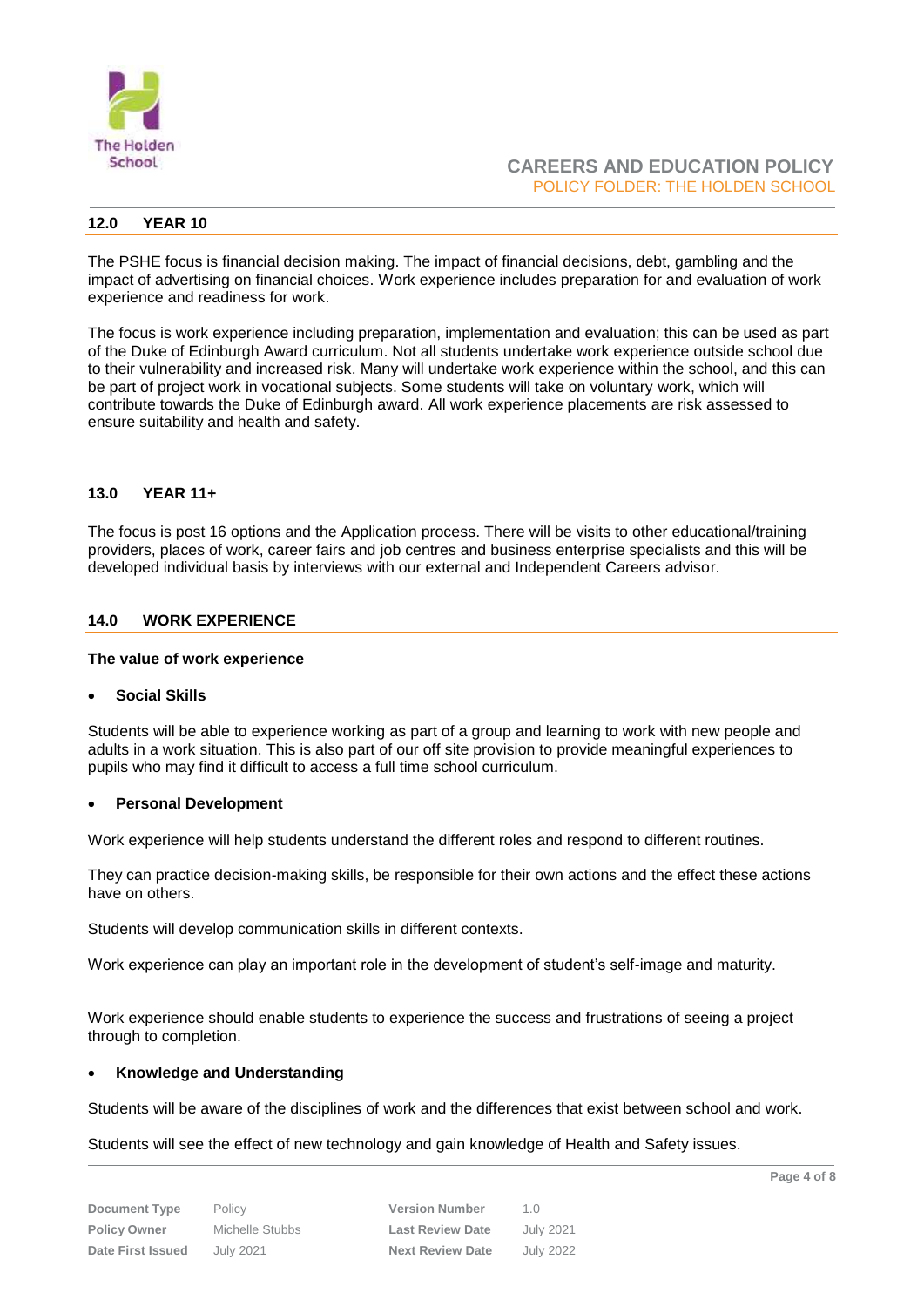## 12.0 YEAR 10

The PSHE focus is financial decision making. The impact of financial decisions, debt, gambling and the impact of advertising on financial choices. Work experience includes preparation for and evaluation of work experience and readiness for work.

The focus is work experience including preparation, implementation and evaluation; this can be used as part of the Duke of Edinburgh Award curriculum. Not all students undertake work experience outside school due to their vulnerability and increased risk. Many will undertake work experience within the school, and this can be part of project work in vocational subjects. Some students will take on voluntary work, which will contribute towards the Duke of Edinburgh award. All work experience placements are risk assessed to ensure suitability and health and safety.

## 13.0 YEAR 11+

The focus is post 16 options and the Application process. There will be visits to other educational/training providers, places of work, career fairs and job centres and business enterprise specialists and this will be developed individual basis by interviews with our external and Independent Careers advisor.

## 14.0 WORK EXPERIENCE

**The value of work experience**

- **Social Skills**

Students will be able to experience working as part of a group and learning to work with new people and adults in a work situation. This is also part of our off site provision to provide meaningful experiences to pupils who may find it difficult to access a full time school curriculum.

- **Personal Development**

Work experience will help students understand the different roles and respond to different routines.

They can practice decision-making skills, be responsible for their own actions and the effect these actions have on others.

Students will develop communication skills in different contexts.

Work experience can play an important role in the development of student's self-image and maturity.

Work experience should enable students to experience the success and frustrations of seeing a project through to completion.

- **Knowledge and Understanding**

Students will be aware of the disciplines of work and the differences that exist between school and work.

Students will see the effect of new technology and gain knowledge of Health and Safety issues.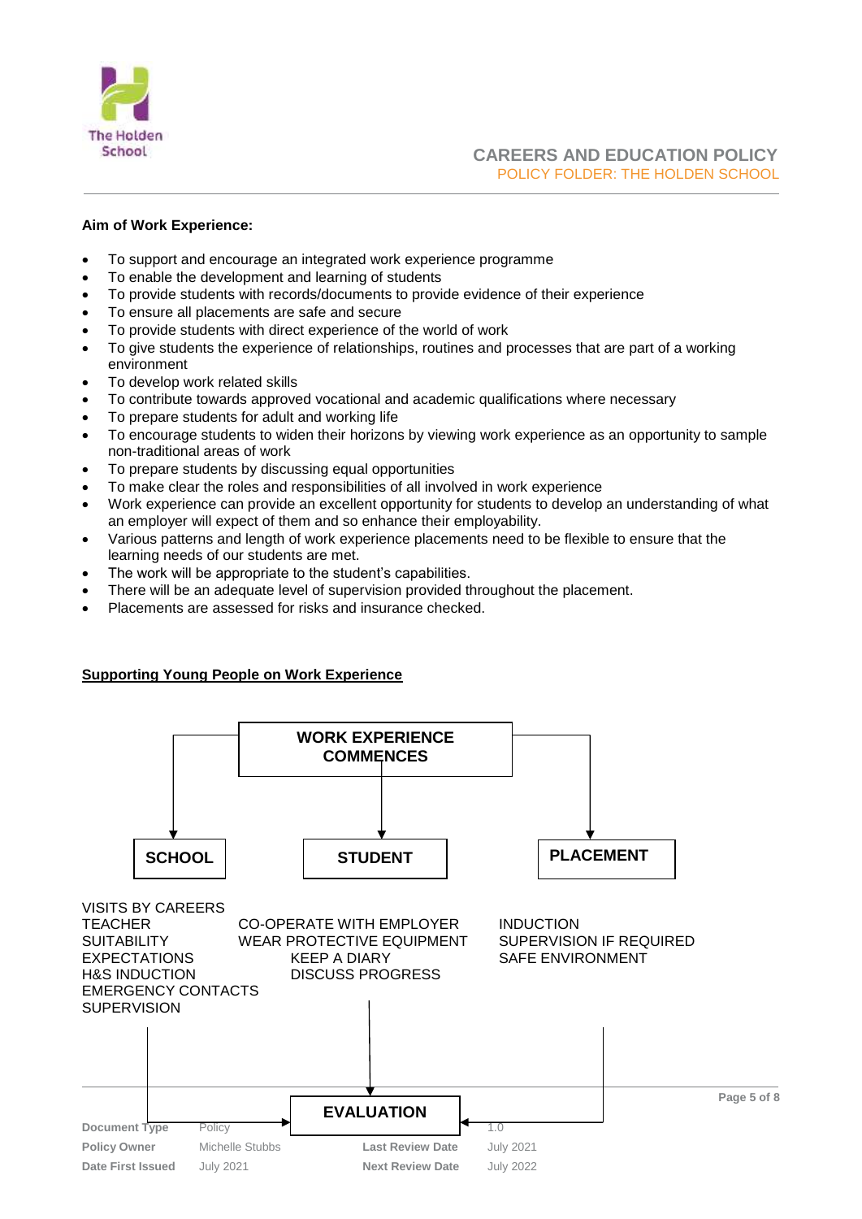**Aim of Work Experience:**

- To support and encourage an integrated work experience programme
- To enable the development and learning of students
- To provide students with records/documents to provide evidence of their experience
- To ensure all placements are safe and secure
- To provide students with direct experience of the world of work
- To give students the experience of relationships, routines and processes that are part of a working environment
- To develop work related skills
- To contribute towards approved vocational and academic qualifications where necessary
- To prepare students for adult and working life
- To encourage students to widen their horizons by viewing work experience as an opportunity to sample non-traditional areas of work
- To prepare students by discussing equal opportunities
- To make clear the roles and responsibilities of all involved in work experience
- Work experience can provide an excellent opportunity for students to develop an understanding of what an employer will expect of them and so enhance their employability.
- Various patterns and length of work experience placements need to be flexible to ensure that the learning needs of our students are met.
- The work will be appropriate to the student's capabilities.
- There will be an adequate level of supervision provided throughout the placement.
- Placements are assessed for risks and insurance checked.

**Supporting Young People on Work Experience**

**WORK EXPERIENCE COMMENCES**

**SCHOOL**

VISITS BY CAREERS TEACHER
SUITABILITY
EXPECTATIONS
H&S INDUCTION
EMERGENCY CONTACTS
SUPERVISION

**STUDENT**

CO-OPERATE WITH EMPLOYER
WEAR PROTECTIVE EQUIPMENT
KEEP A DIARY
DISCUSS PROGRESS

**PLACEMENT**

INDUCTION
SUPERVISION IF REQUIRED
SAFE ENVIRONMENT

**EVALUATION**

| Document Type | Policy | | 1.0 |
|---|---|---|---|
| Policy Owner | Michelle Stubbs | Last Review Date | July 2021 |
| Date First Issued | July 2021 | Next Review Date | July 2022 |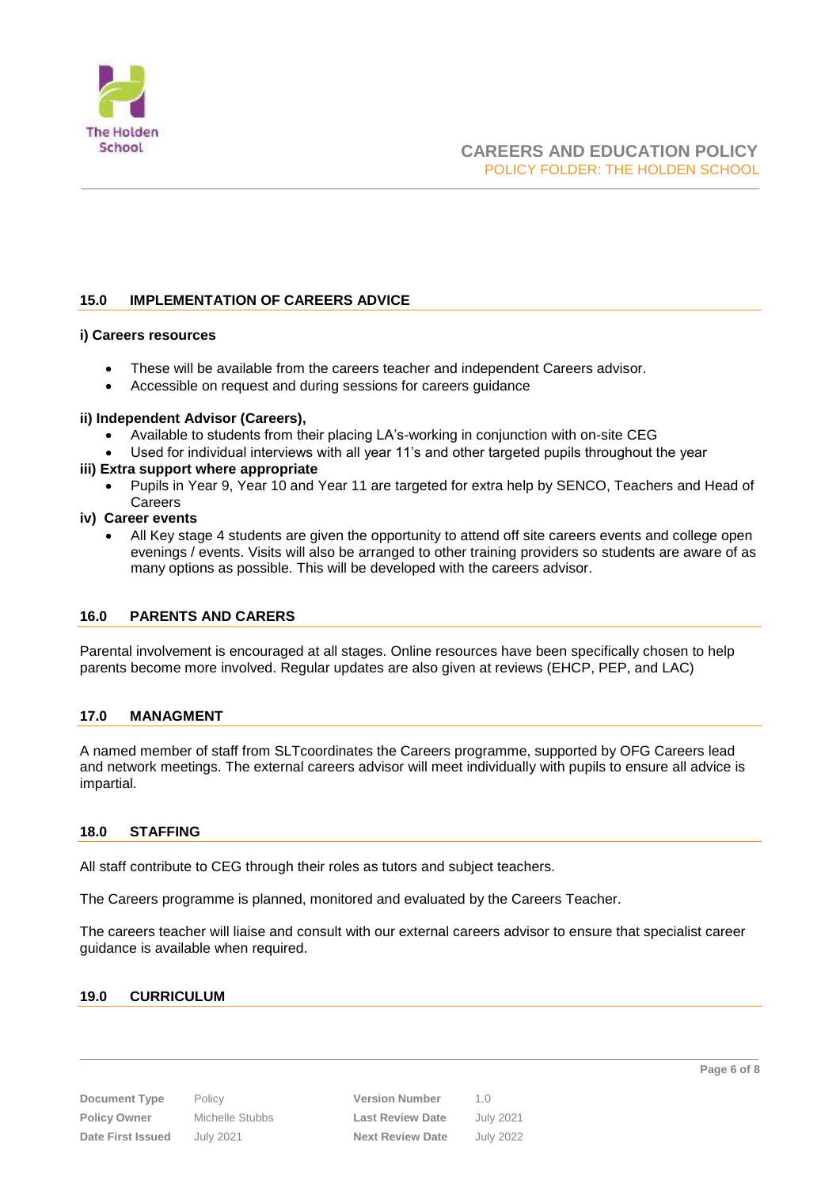## 15.0 IMPLEMENTATION OF CAREERS ADVICE

**i) Careers resources**

- These will be available from the careers teacher and independent Careers advisor.
- Accessible on request and during sessions for careers guidance

**ii) Independent Advisor (Careers),**

- Available to students from their placing LA's-working in conjunction with on-site CEG
- Used for individual interviews with all year 11's and other targeted pupils throughout the year

**iii) Extra support where appropriate**

- Pupils in Year 9, Year 10 and Year 11 are targeted for extra help by SENCO, Teachers and Head of Careers

**iv) Career events**

- All Key stage 4 students are given the opportunity to attend off site careers events and college open evenings / events. Visits will also be arranged to other training providers so students are aware of as many options as possible. This will be developed with the careers advisor.

## 16.0 PARENTS AND CARERS

Parental involvement is encouraged at all stages. Online resources have been specifically chosen to help parents become more involved. Regular updates are also given at reviews (EHCP, PEP, and LAC)

## 17.0 MANAGMENT

A named member of staff from SLTcoordinates the Careers programme, supported by OFG Careers lead and network meetings. The external careers advisor will meet individually with pupils to ensure all advice is impartial.

## 18.0 STAFFING

All staff contribute to CEG through their roles as tutors and subject teachers.

The Careers programme is planned, monitored and evaluated by the Careers Teacher.

The careers teacher will liaise and consult with our external careers advisor to ensure that specialist career guidance is available when required.

## 19.0 CURRICULUM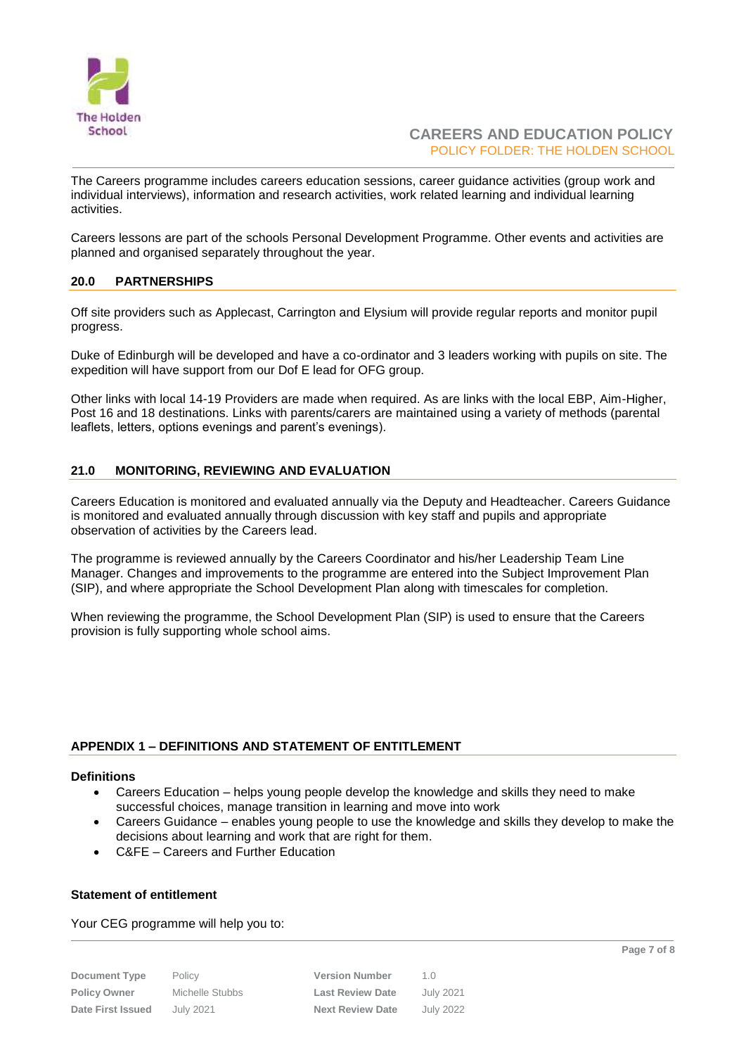The Careers programme includes careers education sessions, career guidance activities (group work and individual interviews), information and research activities, work related learning and individual learning activities.

Careers lessons are part of the schools Personal Development Programme. Other events and activities are planned and organised separately throughout the year.

## 20.0 PARTNERSHIPS

Off site providers such as Applecast, Carrington and Elysium will provide regular reports and monitor pupil progress.

Duke of Edinburgh will be developed and have a co-ordinator and 3 leaders working with pupils on site. The expedition will have support from our Dof E lead for OFG group.

Other links with local 14-19 Providers are made when required. As are links with the local EBP, Aim-Higher, Post 16 and 18 destinations. Links with parents/carers are maintained using a variety of methods (parental leaflets, letters, options evenings and parent's evenings).

## 21.0 MONITORING, REVIEWING AND EVALUATION

Careers Education is monitored and evaluated annually via the Deputy and Headteacher. Careers Guidance is monitored and evaluated annually through discussion with key staff and pupils and appropriate observation of activities by the Careers lead.

The programme is reviewed annually by the Careers Coordinator and his/her Leadership Team Line Manager. Changes and improvements to the programme are entered into the Subject Improvement Plan (SIP), and where appropriate the School Development Plan along with timescales for completion.

When reviewing the programme, the School Development Plan (SIP) is used to ensure that the Careers provision is fully supporting whole school aims.

## APPENDIX 1 – DEFINITIONS AND STATEMENT OF ENTITLEMENT

**Definitions**

- Careers Education – helps young people develop the knowledge and skills they need to make successful choices, manage transition in learning and move into work
- Careers Guidance – enables young people to use the knowledge and skills they develop to make the decisions about learning and work that are right for them.
- C&FE – Careers and Further Education

**Statement of entitlement**

Your CEG programme will help you to: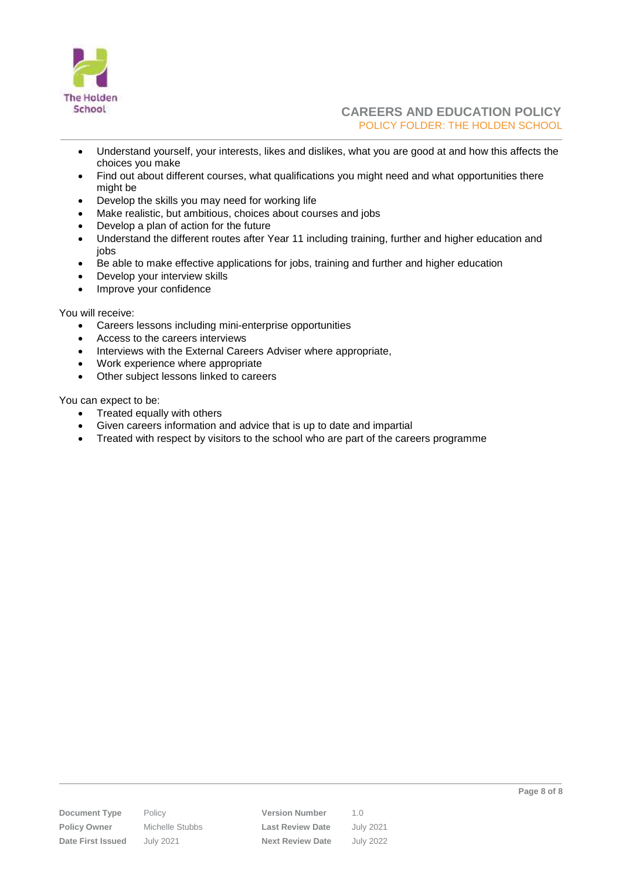- Understand yourself, your interests, likes and dislikes, what you are good at and how this affects the choices you make
- Find out about different courses, what qualifications you might need and what opportunities there might be
- Develop the skills you may need for working life
- Make realistic, but ambitious, choices about courses and jobs
- Develop a plan of action for the future
- Understand the different routes after Year 11 including training, further and higher education and jobs
- Be able to make effective applications for jobs, training and further and higher education
- Develop your interview skills
- Improve your confidence

You will receive:

- Careers lessons including mini-enterprise opportunities
- Access to the careers interviews
- Interviews with the External Careers Adviser where appropriate,
- Work experience where appropriate
- Other subject lessons linked to careers

You can expect to be:

- Treated equally with others
- Given careers information and advice that is up to date and impartial
- Treated with respect by visitors to the school who are part of the careers programme